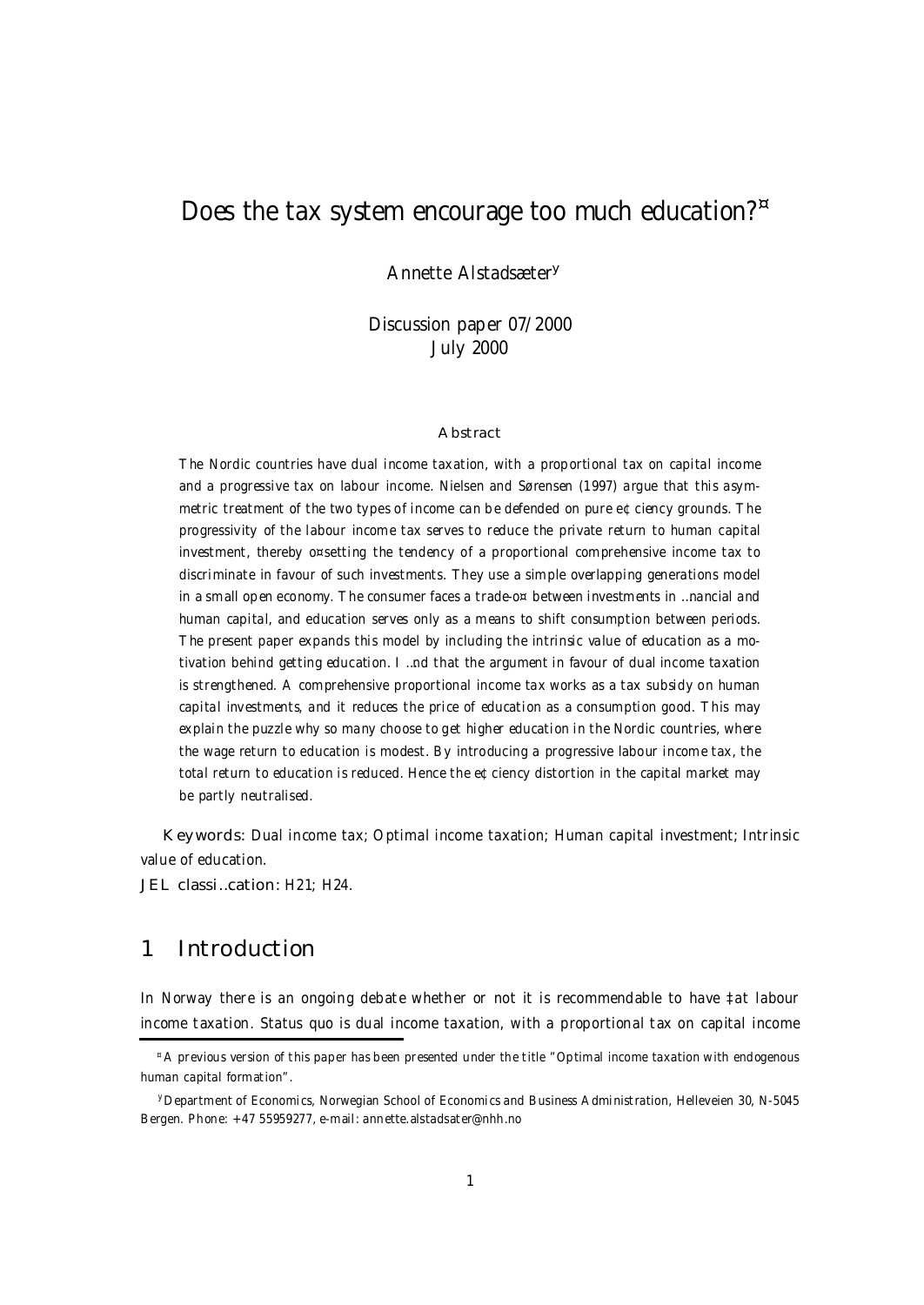# Does the tax system encourage too much education?[*]

Annette Alstadsæter[†]

Discussion paper 07/2000
July 2000

### Abstract

The Nordic countries have dual income taxation, with a proportional tax on capital income and a progressive tax on labour income. Nielsen and Sørensen (1997) argue that this asymmetric treatment of the two types of income can be defended on pure efficiency grounds. The progressivity of the labour income tax serves to reduce the private return to human capital investment, thereby offsetting the tendency of a proportional comprehensive income tax to discriminate in favour of such investments. They use a simple overlapping generations model in a small open economy. The consumer faces a trade-off between investments in financial and human capital, and education serves only as a means to shift consumption between periods. The present paper expands this model by including the intrinsic value of education as a motivation behind getting education. I find that the argument in favour of dual income taxation is strengthened. A comprehensive proportional income tax works as a tax subsidy on human capital investments, and it reduces the price of education as a consumption good. This may explain the puzzle why so many choose to get higher education in the Nordic countries, where the wage return to education is modest. By introducing a progressive labour income tax, the total return to education is reduced. Hence the efficiency distortion in the capital market may be partly neutralised.

**Keywords:** Dual income tax; Optimal income taxation; Human capital investment; Intrinsic value of education.

**JEL classification:** H21; H24.

## 1 Introduction

In Norway there is an ongoing debate whether or not it is recommendable to have flat labour income taxation. Status quo is dual income taxation, with a proportional tax on capital income

[*] A previous version of this paper has been presented under the title "Optimal income taxation with endogenous human capital formation".

[†] Department of Economics, Norwegian School of Economics and Business Administration, Helleveien 30, N-5045 Bergen. Phone: +47 55959277, e-mail: annette.alstadsater@nhh.no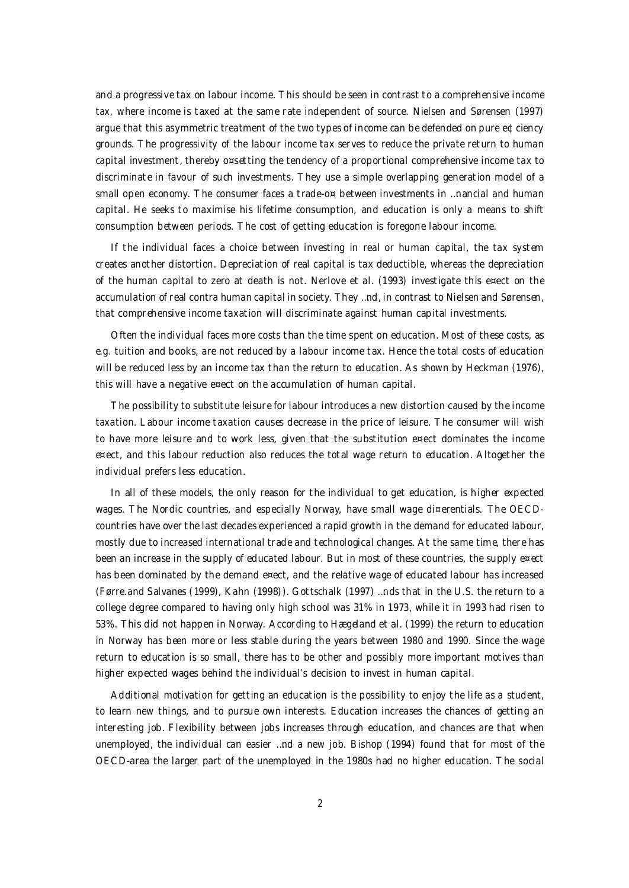and a progressive tax on labour income. This should be seen in contrast to a comprehensive income tax, where income is taxed at the same rate independent of source. Nielsen and Sørensen (1997) argue that this asymmetric treatment of the two types of income can be defended on pure efficiency grounds. The progressivity of the labour income tax serves to reduce the private return to human capital investment, thereby offsetting the tendency of a proportional comprehensive income tax to discriminate in favour of such investments. They use a simple overlapping generation model of a small open economy. The consumer faces a trade-off between investments in financial and human capital. He seeks to maximise his lifetime consumption, and education is only a means to shift consumption between periods. The cost of getting education is foregone labour income.

If the individual faces a choice between investing in real or human capital, the tax system creates another distortion. Depreciation of real capital is tax deductible, whereas the depreciation of the human capital to zero at death is not. Nerlove et al. (1993) investigate this effect on the accumulation of real contra human capital in society. They find, in contrast to Nielsen and Sørensen, that comprehensive income taxation will discriminate against human capital investments.

Often the individual faces more costs than the time spent on education. Most of these costs, as e.g. tuition and books, are not reduced by a labour income tax. Hence the total costs of education will be reduced less by an income tax than the return to education. As shown by Heckman (1976), this will have a negative effect on the accumulation of human capital.

The possibility to substitute leisure for labour introduces a new distortion caused by the income taxation. Labour income taxation causes decrease in the price of leisure. The consumer will wish to have more leisure and to work less, given that the substitution effect dominates the income effect, and this labour reduction also reduces the total wage return to education. Altogether the individual prefers less education.

In all of these models, the only reason for the individual to get education, is higher expected wages. The Nordic countries, and especially Norway, have small wage differentials. The OECD-countries have over the last decades experienced a rapid growth in the demand for educated labour, mostly due to increased international trade and technological changes. At the same time, there has been an increase in the supply of educated labour. But in most of these countries, the supply effect has been dominated by the demand effect, and the relative wage of educated labour has increased (Førre.and Salvanes (1999), Kahn (1998)). Gottschalk (1997) finds that in the U.S. the return to a college degree compared to having only high school was 31% in 1973, while it in 1993 had risen to 53%. This did not happen in Norway. According to Hægeland et al. (1999) the return to education in Norway has been more or less stable during the years between 1980 and 1990. Since the wage return to education is so small, there has to be other and possibly more important motives than higher expected wages behind the individual's decision to invest in human capital.

Additional motivation for getting an education is the possibility to enjoy the life as a student, to learn new things, and to pursue own interests. Education increases the chances of getting an interesting job. Flexibility between jobs increases through education, and chances are that when unemployed, the individual can easier find a new job. Bishop (1994) found that for most of the OECD-area the larger part of the unemployed in the 1980s had no higher education. The social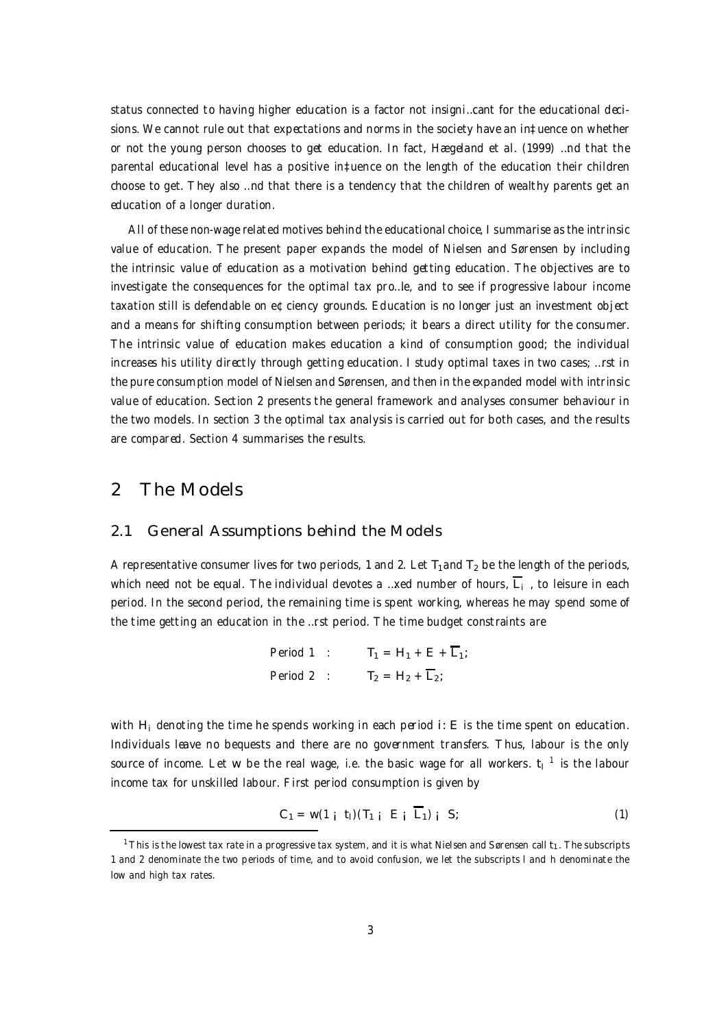status connected to having higher education is a factor not insignificant for the educational decisions. We cannot rule out that expectations and norms in the society have an influence on whether or not the young person chooses to get education. In fact, Hægeland et al. (1999) find that the parental educational level has a positive influence on the length of the education their children choose to get. They also find that there is a tendency that the children of wealthy parents get an education of a longer duration.

All of these non-wage related motives behind the educational choice, I summarise as the intrinsic value of education. The present paper expands the model of Nielsen and Sørensen by including the intrinsic value of education as a motivation behind getting education. The objectives are to investigate the consequences for the optimal tax profile, and to see if progressive labour income taxation still is defendable on efficiency grounds. Education is no longer just an investment object and a means for shifting consumption between periods; it bears a direct utility for the consumer. The intrinsic value of education makes education a kind of consumption good; the individual increases his utility directly through getting education. I study optimal taxes in two cases; first in the pure consumption model of Nielsen and Sørensen, and then in the expanded model with intrinsic value of education. Section 2 presents the general framework and analyses consumer behaviour in the two models. In section 3 the optimal tax analysis is carried out for both cases, and the results are compared. Section 4 summarises the results.

## 2 The Models

### 2.1 General Assumptions behind the Models

A representative consumer lives for two periods, 1 and 2. Let $T_1$ and $T_2$ be the length of the periods, which need not be equal. The individual devotes a fixed number of hours, $\overline{L_i}$, to leisure in each period. In the second period, the remaining time is spent working, whereas he may spend some of the time getting an education in the first period. The time budget constraints are

$$\text{Period 1} \quad : \qquad T_1 = H_1 + E + \overline{L}_1;$$

$$\text{Period 2} \quad : \qquad T_2 = H_2 + \overline{L}_2;$$

with $H_i$ denoting the time he spends working in each period $i$. $E$ is the time spent on education. Individuals leave no bequests and there are no government transfers. Thus, labour is the only source of income. Let $w$ be the real wage, i.e. the basic wage for all workers. $t_l$ [1] is the labour income tax for unskilled labour. First period consumption is given by

$$C_1 = w(1 - t_l)(T_1 - E - \overline{L}_1) - S; \qquad (1)$$

[1] This is the lowest tax rate in a progressive tax system, and it is what Nielsen and Sørensen call $t_1$. The subscripts 1 and 2 denominate the two periods of time, and to avoid confusion, we let the subscripts $l$ and $h$ denominate the low and high tax rates.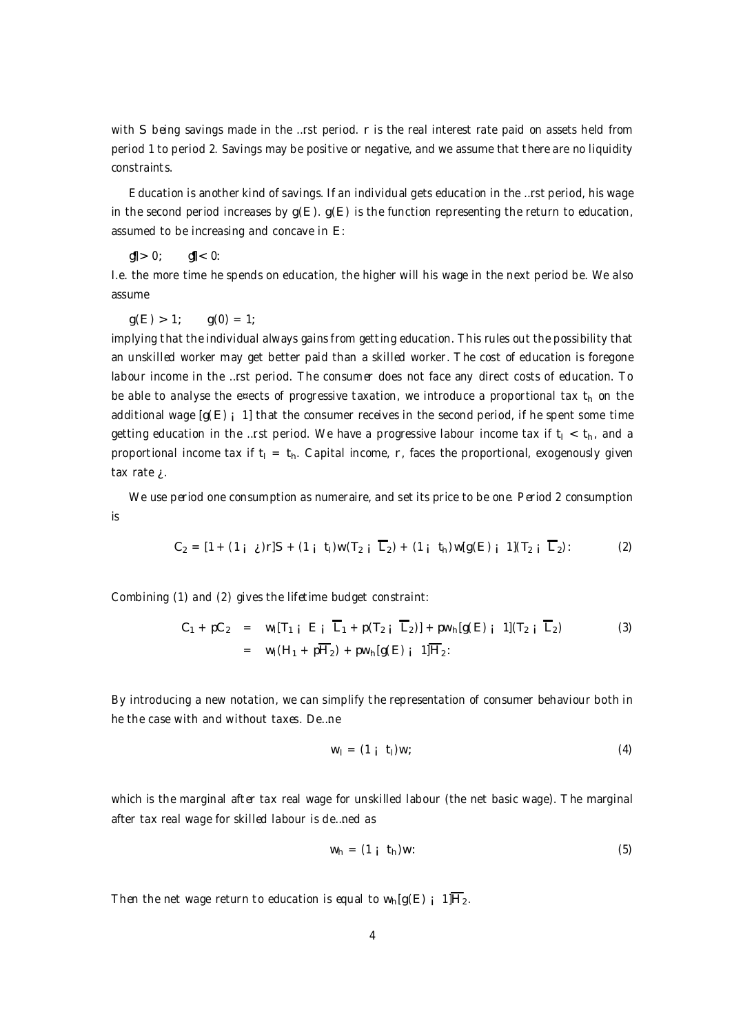with $S$ being savings made in the first period. $r$ is the real interest rate paid on assets held from period 1 to period 2. Savings may be positive or negative, and we assume that there are no liquidity constraints.

Education is another kind of savings. If an individual gets education in the first period, his wage in the second period increases by $g(E)$. $g(E)$ is the function representing the return to education, assumed to be increasing and concave in $E$:

$g' > 0; \quad g'' < 0$.

I.e. the more time he spends on education, the higher will his wage in the next period be. We also assume

$g(E) > 1; \quad g(0) = 1;$

implying that the individual always gains from getting education. This rules out the possibility that an unskilled worker may get better paid than a skilled worker. The cost of education is foregone labour income in the first period. The consumer does not face any direct costs of education. To be able to analyse the effects of progressive taxation, we introduce a proportional tax $t_h$ on the additional wage $[g(E) - 1]$ that the consumer receives in the second period, if he spent some time getting education in the first period. We have a progressive labour income tax if $t_l < t_h$, and a proportional income tax if $t_l = t_h$. Capital income, $r$, faces the proportional, exogenously given tax rate $\tau$.

We use period one consumption as numeraire, and set its price to be one. Period 2 consumption is

$$C_2 = [1 + (1 - \tau)r]S + (1 - t_l)w(T_2 - \overline{L}_2) + (1 - t_h)w[g(E) - 1](T_2 - \overline{L}_2): \tag{2}$$

Combining (1) and (2) gives the lifetime budget constraint:

$$\begin{aligned} C_1 + pC_2 &= w_l[T_1 - E - \overline{L}_1 + p(T_2 - \overline{L}_2)] + pw_h[g(E) - 1](T_2 - \overline{L}_2) \\ &= w_l(H_1 + p\overline{H}_2) + pw_h[g(E) - 1]\overline{H}_2: \end{aligned} \tag{3}$$

By introducing a new notation, we can simplify the representation of consumer behaviour both in he the case with and without taxes. Define

$$w_l = (1 - t_l)w; \tag{4}$$

which is the marginal after tax real wage for unskilled labour (the net basic wage). The marginal after tax real wage for skilled labour is defined as

$$w_h = (1 - t_h)w: \tag{5}$$

Then the net wage return to education is equal to $w_h[g(E) - 1]\overline{H}_2$.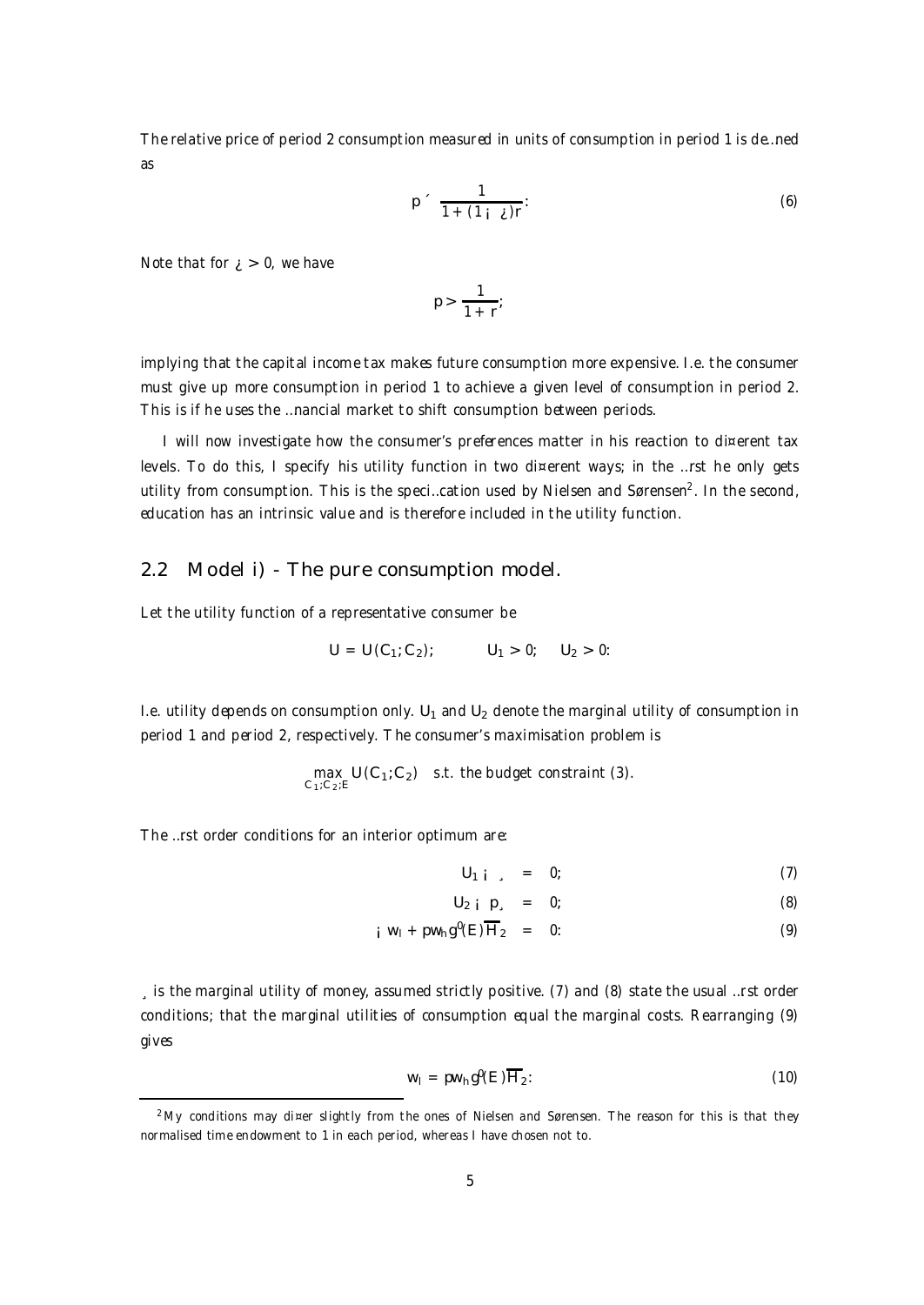The relative price of period 2 consumption measured in units of consumption in period 1 is defined as

$$p \equiv \frac{1}{1+(1-\tau)r}. \tag{6}$$

Note that for $\tau > 0$, we have

$$p > \frac{1}{1+r},$$

implying that the capital income tax makes future consumption more expensive. I.e. the consumer must give up more consumption in period 1 to achieve a given level of consumption in period 2. This is if he uses the financial market to shift consumption between periods.

I will now investigate how the consumer's preferences matter in his reaction to different tax levels. To do this, I specify his utility function in two different ways; in the first he only gets utility from consumption. This is the specification used by Nielsen and Sørensen[2]. In the second, education has an intrinsic value and is therefore included in the utility function.

## 2.2 Model i) - The pure consumption model.

Let the utility function of a representative consumer be

$$U = U(C_1, C_2); \qquad U_1 > 0, \quad U_2 > 0.$$

I.e. utility depends on consumption only. $U_1$ and $U_2$ denote the marginal utility of consumption in period 1 and period 2, respectively. The consumer's maximisation problem is

$$\max_{C_1, C_2, E} U(C_1, C_2) \quad \text{s.t. the budget constraint (3).}$$

The first order conditions for an interior optimum are:

$$U_1 - \lambda = 0, \tag{7}$$

$$U_2 - p\lambda = 0, \tag{8}$$

$$-w_l + pw_h g'(E)\overline{H}_2 = 0. \tag{9}$$

$\lambda$ is the marginal utility of money, assumed strictly positive. (7) and (8) state the usual first order conditions; that the marginal utilities of consumption equal the marginal costs. Rearranging (9) gives

$$w_l = pw_h g'(E)\overline{H}_2. \tag{10}$$

[2] My conditions may differ slightly from the ones of Nielsen and Sørensen. The reason for this is that they normalised time endowment to 1 in each period, whereas I have chosen not to.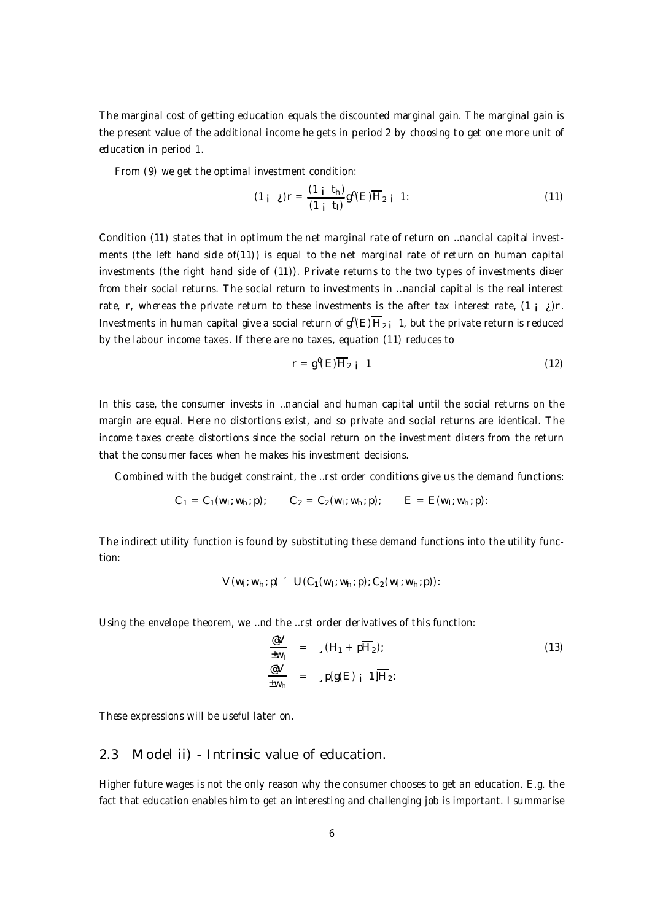The marginal cost of getting education equals the discounted marginal gain. The marginal gain is the present value of the additional income he gets in period 2 by choosing to get one more unit of education in period 1.

From (9) we get the optimal investment condition:

$$(1 - \tau)r = \frac{(1 - t_h)}{(1 - t_l)} g'(E)\overline{H}_2 - 1. \tag{11}$$

Condition (11) states that in optimum the net marginal rate of return on financial capital investments (the left hand side of(11)) is equal to the net marginal rate of return on human capital investments (the right hand side of (11)). Private returns to the two types of investments differ from their social returns. The social return to investments in financial capital is the real interest rate, $r$, whereas the private return to these investments is the after tax interest rate, $(1 - \tau)r$. Investments in human capital give a social return of $g'(E)\overline{H}_2 - 1$, but the private return is reduced by the labour income taxes. If there are no taxes, equation (11) reduces to

$$r = g'(E)\overline{H}_2 - 1 \tag{12}$$

In this case, the consumer invests in financial and human capital until the social returns on the margin are equal. Here no distortions exist, and so private and social returns are identical. The income taxes create distortions since the social return on the investment differs from the return that the consumer faces when he makes his investment decisions.

Combined with the budget constraint, the first order conditions give us the demand functions:

$$C_1 = C_1(w_l, w_h, p); \qquad C_2 = C_2(w_l, w_h, p); \qquad E = E(w_l, w_h, p).$$

The indirect utility function is found by substituting these demand functions into the utility function:

$$V(w_l, w_h, p) \equiv U(C_1(w_l, w_h, p), C_2(w_l, w_h, p)).$$

Using the envelope theorem, we find the first order derivatives of this function:

$$\begin{aligned} \frac{\partial V}{\partial w_l} &= \lambda(H_1 + p\overline{H}_2); \\ \frac{\partial V}{\partial w_h} &= \lambda p[g(E) - 1]\overline{H}_2. \end{aligned} \tag{13}$$

These expressions will be useful later on.

## 2.3 Model ii) - Intrinsic value of education.

Higher future wages is not the only reason why the consumer chooses to get an education. E.g. the fact that education enables him to get an interesting and challenging job is important. I summarise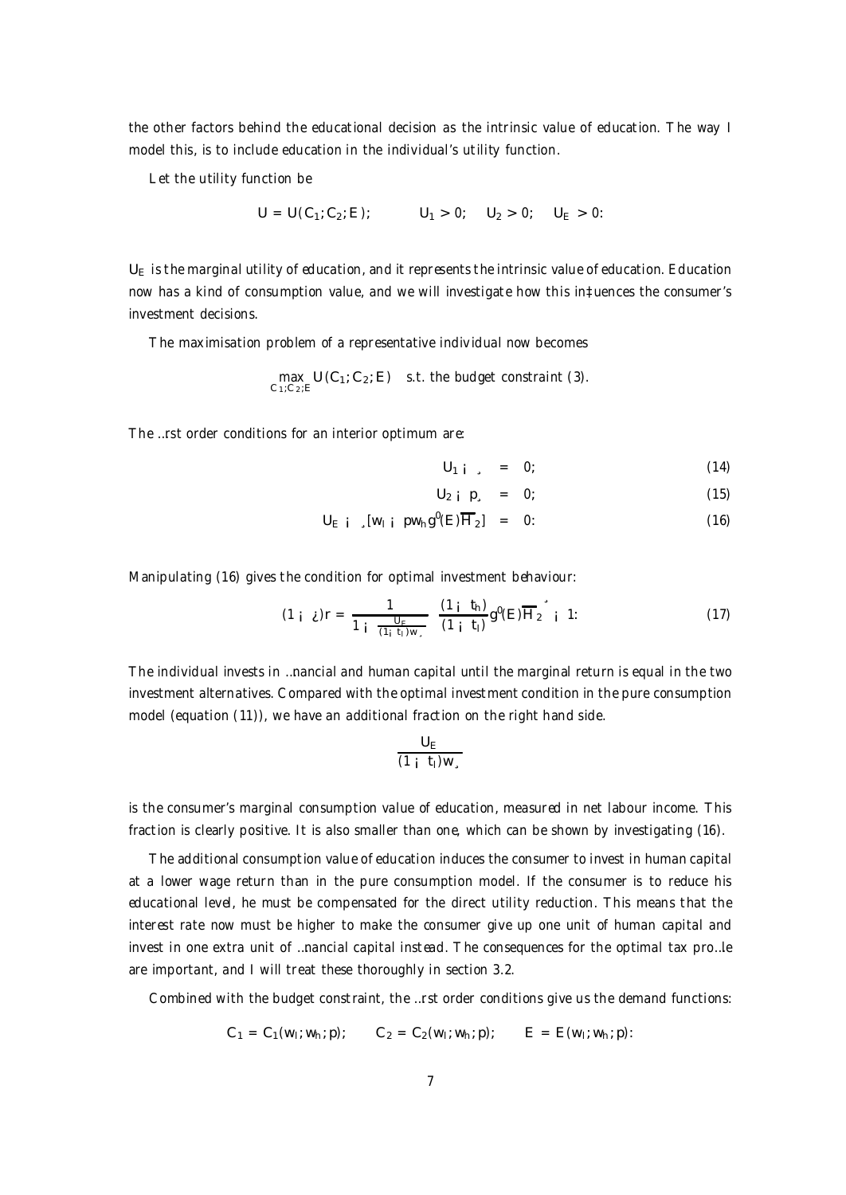the other factors behind the educational decision as the intrinsic value of education. The way I model this, is to include education in the individual's utility function.

Let the utility function be

$$U = U(C_1; C_2; E); \qquad U_1 > 0; \quad U_2 > 0; \quad U_E > 0:$$

$U_E$ is the marginal utility of education, and it represents the intrinsic value of education. Education now has a kind of consumption value, and we will investigate how this influences the consumer's investment decisions.

The maximisation problem of a representative individual now becomes

$$\max_{C_1;C_2;E} U(C_1; C_2; E) \quad \text{s.t. the budget constraint (3).}$$

The first order conditions for an interior optimum are:

$$U_1 - \lambda = 0; \tag{14}$$

$$U_2 - p\lambda = 0; \tag{15}$$

$$U_E - \lambda[w_l - pw_h g'(E)\overline{H}_2] = 0: \tag{16}$$

Manipulating (16) gives the condition for optimal investment behaviour:

$$(1 - \tau)r = \frac{1}{1 - \frac{U_E}{(1-t_l)w\lambda}} \left[ \frac{(1 - t_h)}{(1 - t_l)} g'(E)\overline{H}_2 \right] - 1: \tag{17}$$

The individual invests in financial and human capital until the marginal return is equal in the two investment alternatives. Compared with the optimal investment condition in the pure consumption model (equation (11)), we have an additional fraction on the right hand side.

$$\frac{U_E}{(1 - t_l)w\lambda}$$

is the consumer's marginal consumption value of education, measured in net labour income. This fraction is clearly positive. It is also smaller than one, which can be shown by investigating (16).

The additional consumption value of education induces the consumer to invest in human capital at a lower wage return than in the pure consumption model. If the consumer is to reduce his educational level, he must be compensated for the direct utility reduction. This means that the interest rate now must be higher to make the consumer give up one unit of human capital and invest in one extra unit of financial capital instead. The consequences for the optimal tax profile are important, and I will treat these thoroughly in section 3.2.

Combined with the budget constraint, the first order conditions give us the demand functions:

$$C_1 = C_1(w_l; w_h; p); \qquad C_2 = C_2(w_l; w_h; p); \qquad E = E(w_l; w_h; p):$$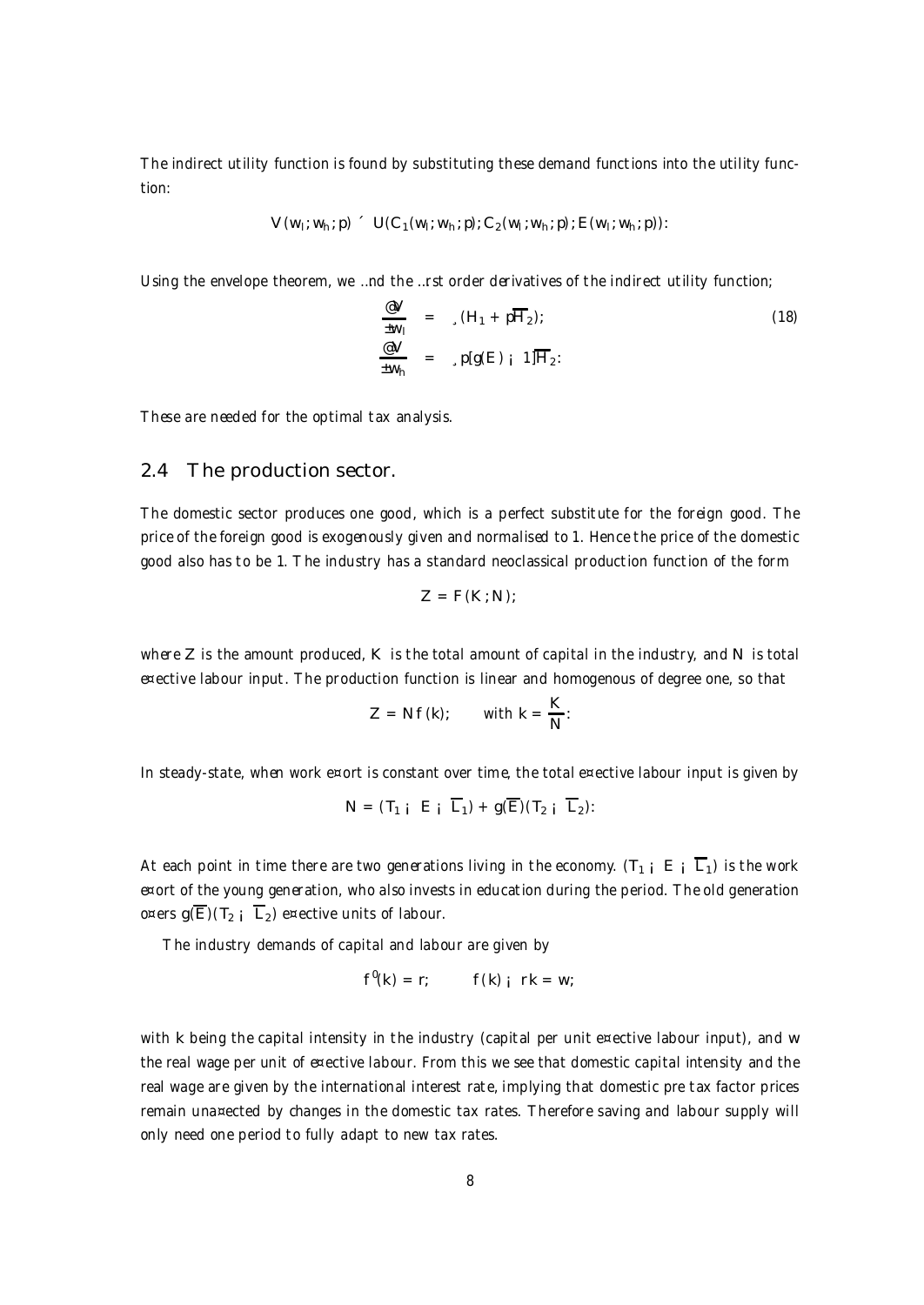The indirect utility function is found by substituting these demand functions into the utility function:

$$V(w_l, w_h, p) \equiv U(C_1(w_l, w_h, p), C_2(w_l, w_h, p), E(w_l, w_h, p)).$$

Using the envelope theorem, we find the first order derivatives of the indirect utility function;

$$\begin{aligned} \frac{\partial V}{\partial w_l} &= \lambda(H_1 + p\overline{H}_2), \\ \frac{\partial V}{\partial w_h} &= \lambda p[g(E) - 1]\overline{H}_2. \end{aligned} \tag{18}$$

These are needed for the optimal tax analysis.

## 2.4 The production sector.

The domestic sector produces one good, which is a perfect substitute for the foreign good. The price of the foreign good is exogenously given and normalised to 1. Hence the price of the domestic good also has to be 1. The industry has a standard neoclassical production function of the form

$$Z = F(K, N),$$

where $Z$ is the amount produced, $K$ is the total amount of capital in the industry, and $N$ is total effective labour input. The production function is linear and homogenous of degree one, so that

$$Z = Nf(k), \qquad \text{with } k = \frac{K}{N}.$$

In steady-state, when work effort is constant over time, the total effective labour input is given by

$$N = (T_1 - E - \overline{L}_1) + g(\overline{E})(T_2 - \overline{L}_2).$$

At each point in time there are two generations living in the economy. $(T_1 - E - \overline{L}_1)$ is the work effort of the young generation, who also invests in education during the period. The old generation offers $g(\overline{E})(T_2 - \overline{L}_2)$ effective units of labour.

The industry demands of capital and labour are given by

$$f'(k) = r, \qquad f(k) - rk = w,$$

with $k$ being the capital intensity in the industry (capital per unit effective labour input), and $w$ the real wage per unit of effective labour. From this we see that domestic capital intensity and the real wage are given by the international interest rate, implying that domestic pre tax factor prices remain unaffected by changes in the domestic tax rates. Therefore saving and labour supply will only need one period to fully adapt to new tax rates.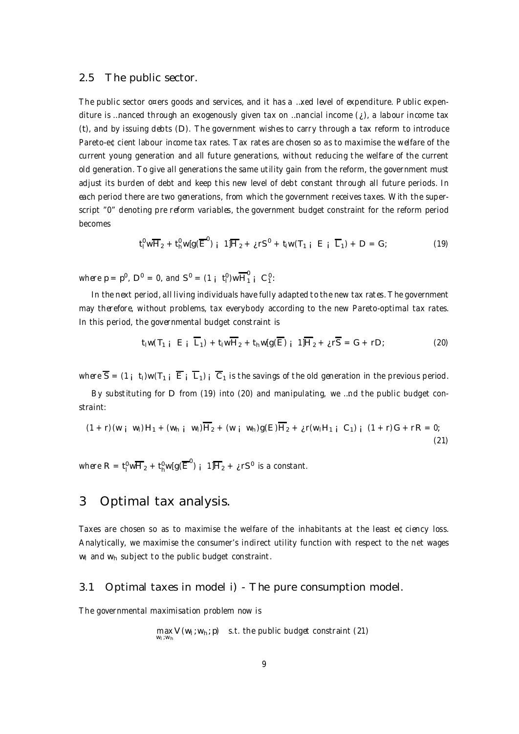## 2.5 The public sector.

The public sector offers goods and services, and it has a fixed level of expenditure. Public expenditure is financed through an exogenously given tax on financial income ($\tau$), a labour income tax ($t$), and by issuing debts ($D$). The government wishes to carry through a tax reform to introduce Pareto-efficient labour income tax rates. Tax rates are chosen so as to maximise the welfare of the current young generation and all future generations, without reducing the welfare of the current old generation. To give all generations the same utility gain from the reform, the government must adjust its burden of debt and keep this new level of debt constant through all future periods. In each period there are two generations, from which the government receives taxes. With the superscript "0" denoting pre reform variables, the government budget constraint for the reform period becomes

$$t_l^0 w\overline{H}_2 + t_h^0 w[g(\overline{E}^0) - 1]\overline{H}_2 + \tau r S^0 + t_l w(T_1 - E - \overline{L}_1) + D = G; \tag{19}$$

where $p = p^0$, $D^0 = 0$, and $S^0 = (1 - t_l^0)w\overline{H}_1^0 - C_1^0$.

In the next period, all living individuals have fully adapted to the new tax rates. The government may therefore, without problems, tax everybody according to the new Pareto-optimal tax rates. In this period, the governmental budget constraint is

$$t_l w(T_1 - E - \overline{L}_1) + t_l w\overline{H}_2 + t_h w[g(\overline{E}) - 1]\overline{H}_2 + \tau r\overline{S} = G + rD; \tag{20}$$

where $\overline{S} = (1 - t_l)w(T_1 - \overline{E} - \overline{L}_1) - \overline{C}_1$ is the savings of the old generation in the previous period.

By substituting for $D$ from (19) into (20) and manipulating, we find the public budget constraint:

$$(1 + r)(w - w_l)H_1 + (w_h - w_l)\overline{H}_2 + (w - w_h)g(E)\overline{H}_2 + \tau r(w_l H_1 - C_1) - (1 + r)G + rR = 0; \tag{21}$$

where $R = t_l^0 w\overline{H}_2 + t_h^0 w[g(\overline{E}^0) - 1]\overline{H}_2 + \tau r S^0$ is a constant.

# 3 Optimal tax analysis.

Taxes are chosen so as to maximise the welfare of the inhabitants at the least efficiency loss. Analytically, we maximise the consumer's indirect utility function with respect to the net wages $w_l$ and $w_h$ subject to the public budget constraint.

## 3.1 Optimal taxes in model i) - The pure consumption model.

The governmental maximisation problem now is

$$\max_{w_l; w_h} V(w_l; w_h; p) \quad \text{s.t. the public budget constraint (21)}$$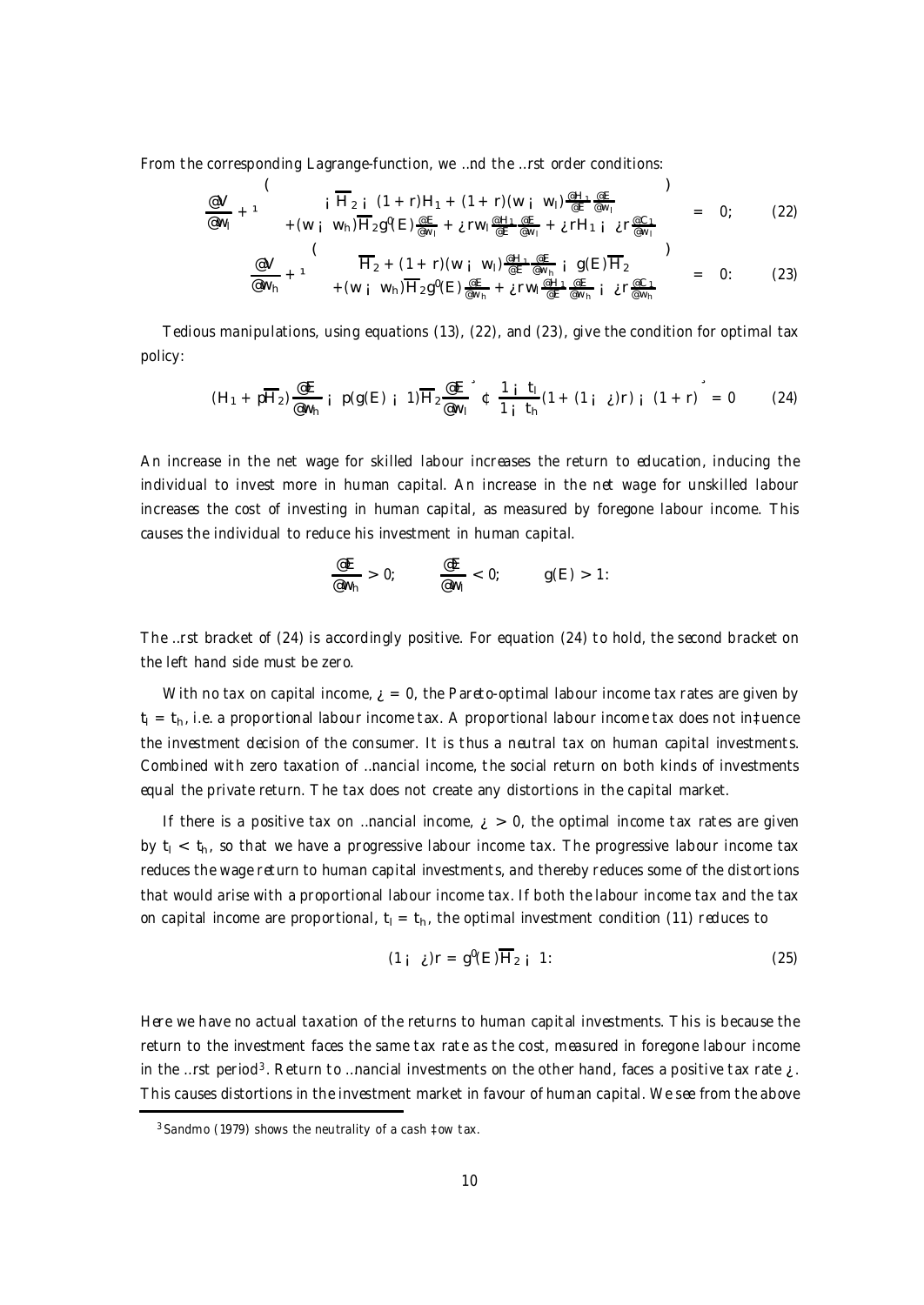From the corresponding Lagrange-function, we find the first order conditions:

$$\frac{\partial V}{\partial w_l} + \mu \left\{ \begin{array}{c} -\overline{H}_2 - (1+r)H_1 + (1+r)(w - w_l)\frac{\partial H_1}{\partial E}\frac{\partial E}{\partial w_l} \\ +(w - w_h)\overline{H}_2 g'(E)\frac{\partial E}{\partial w_l} + \tau r w_l \frac{\partial H_1}{\partial E}\frac{\partial E}{\partial w_l} + \tau r H_1 - \tau r \frac{\partial C_1}{\partial w_l} \end{array} \right\} = 0; \qquad (22)$$

$$\frac{\partial V}{\partial w_h} + \mu \left\{ \begin{array}{c} \overline{H}_2 + (1+r)(w - w_l)\frac{\partial H_1}{\partial E}\frac{\partial E}{\partial w_h} - g(E)\overline{H}_2 \\ +(w - w_h)\overline{H}_2 g'(E)\frac{\partial E}{\partial w_h} + \tau r w_l \frac{\partial H_1}{\partial E}\frac{\partial E}{\partial w_h} - \tau r \frac{\partial C_1}{\partial w_h} \end{array} \right\} = 0. \qquad (23)$$

Tedious manipulations, using equations (13), (22), and (23), give the condition for optimal tax policy:

$$\left( (H_1 + p\overline{H}_2)\frac{\partial E}{\partial w_h} - p(g(E) - 1)\overline{H}_2 \frac{\partial E}{\partial w_l} \right) \cdot \left( \frac{1 - t_l}{1 - t_h}(1 + (1 - \tau)r) - (1 + r) \right) = 0 \qquad (24)$$

An increase in the net wage for skilled labour increases the return to education, inducing the individual to invest more in human capital. An increase in the net wage for unskilled labour increases the cost of investing in human capital, as measured by foregone labour income. This causes the individual to reduce his investment in human capital.

$$\frac{\partial E}{\partial w_h} > 0; \qquad \frac{\partial E}{\partial w_l} < 0; \qquad g(E) > 1.$$

The first bracket of (24) is accordingly positive. For equation (24) to hold, the second bracket on the left hand side must be zero.

With no tax on capital income, $\tau = 0$, the Pareto-optimal labour income tax rates are given by $t_l = t_h$, i.e. a proportional labour income tax. A proportional labour income tax does not influence the investment decision of the consumer. It is thus a neutral tax on human capital investments. Combined with zero taxation of financial income, the social return on both kinds of investments equal the private return. The tax does not create any distortions in the capital market.

If there is a positive tax on financial income, $\tau > 0$, the optimal income tax rates are given by $t_l < t_h$, so that we have a progressive labour income tax. The progressive labour income tax reduces the wage return to human capital investments, and thereby reduces some of the distortions that would arise with a proportional labour income tax. If both the labour income tax and the tax on capital income are proportional, $t_l = t_h$, the optimal investment condition (11) reduces to

$$(1 - \tau)r = g'(E)\overline{H}_2 - 1. \qquad (25)$$

Here we have no actual taxation of the returns to human capital investments. This is because the return to the investment faces the same tax rate as the cost, measured in foregone labour income in the first period[3]. Return to financial investments on the other hand, faces a positive tax rate $\tau$. This causes distortions in the investment market in favour of human capital. We see from the above

[3] Sandmo (1979) shows the neutrality of a cash flow tax.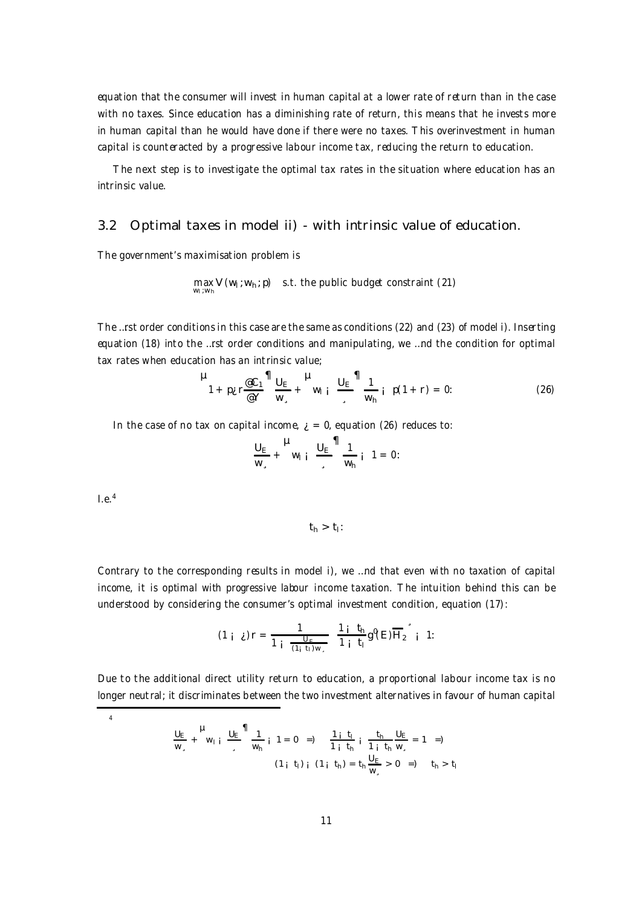equation that the consumer will invest in human capital at a lower rate of return than in the case with no taxes. Since education has a diminishing rate of return, this means that he invests more in human capital than he would have done if there were no taxes. This overinvestment in human capital is counteracted by a progressive labour income tax, reducing the return to education.

The next step is to investigate the optimal tax rates in the situation where education has an intrinsic value.

## 3.2 Optimal taxes in model ii) - with intrinsic value of education.

The government's maximisation problem is

$$\max_{w_l; w_h} V(w_l; w_h; p) \quad \text{s.t. the public budget constraint (21)}$$

The first order conditions in this case are the same as conditions (22) and (23) of model i). Inserting equation (18) into the first order conditions and manipulating, we find the condition for optimal tax rates when education has an intrinsic value;

$$\left(1 + p\tau r \frac{\partial C_1}{\partial Y}\right) \frac{U_E}{w_\lambda} + \left(w_l - \frac{U_E}{\lambda}\right) \frac{1}{w_h} - p(1 + r) = 0. \tag{26}$$

In the case of no tax on capital income, $\tau = 0$, equation (26) reduces to:

$$\frac{U_E}{w_\lambda} + \left(w_l - \frac{U_E}{\lambda}\right) \frac{1}{w_h} - 1 = 0.$$

I.e.[4]

$$t_h > t_l.$$

Contrary to the corresponding results in model i), we find that even with no taxation of capital income, it is optimal with progressive labour income taxation. The intuition behind this can be understood by considering the consumer's optimal investment condition, equation (17):

$$(1 - \tau) r = \frac{1}{1 - \frac{U_E}{(1 - t_l) w_\lambda}} \left[\frac{1 - t_h}{1 - t_l} g'(E) \overline{H}_2\right] - 1.$$

Due to the additional direct utility return to education, a proportional labour income tax is no longer neutral; it discriminates between the two investment alternatives in favour of human capital

---

[4]

$$\frac{U_E}{w_\lambda} + \left(w_l - \frac{U_E}{\lambda}\right) \frac{1}{w_h} - 1 = 0 \;\Rightarrow\; \frac{1 - t_l}{1 - t_h} - \frac{t_h}{1 - t_h} \frac{U_E}{w_\lambda} = 1 \;\Rightarrow$$

$$(1 - t_l) - (1 - t_h) = t_h \frac{U_E}{w_\lambda} > 0 \;\Rightarrow\; t_h > t_l$$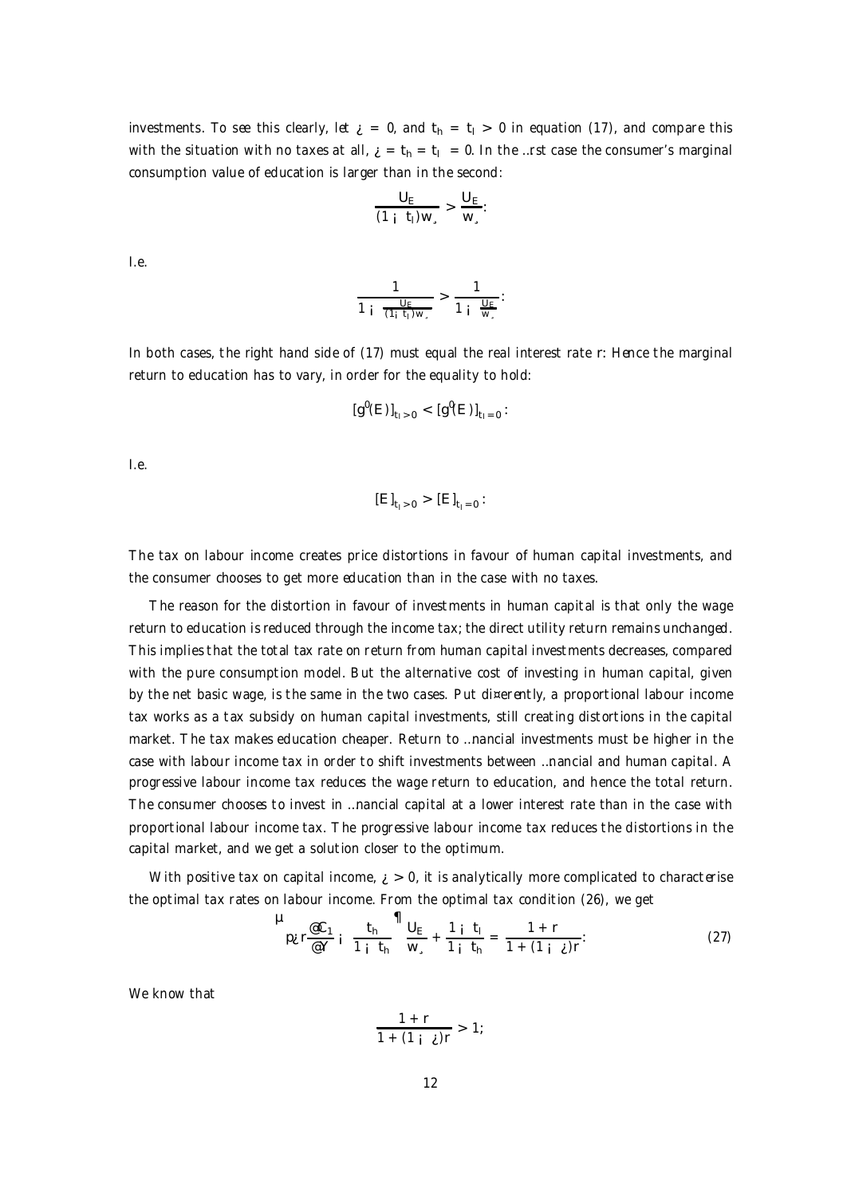investments. To see this clearly, let $\tau = 0$, and $t_h = t_l > 0$ in equation (17), and compare this with the situation with no taxes at all, $\tau = t_h = t_l = 0$. In the first case the consumer's marginal consumption value of education is larger than in the second:

$$\frac{U_E}{(1 - t_l)w_\lambda} > \frac{U_E}{w_\lambda}:$$

I.e.

$$\frac{1}{1 - \frac{U_E}{(1 - t_l)w_\lambda}} > \frac{1}{1 - \frac{U_E}{w_\lambda}}:$$

In both cases, the right hand side of (17) must equal the real interest rate $r$: Hence the marginal return to education has to vary, in order for the equality to hold:

$$[g'(E)]_{t_l > 0} < [g'(E)]_{t_l = 0}:$$

I.e.

$$[E]_{t_l > 0} > [E]_{t_l = 0}:$$

The tax on labour income creates price distortions in favour of human capital investments, and the consumer chooses to get more education than in the case with no taxes.

The reason for the distortion in favour of investments in human capital is that only the wage return to education is reduced through the income tax; the direct utility return remains unchanged. This implies that the total tax rate on return from human capital investments decreases, compared with the pure consumption model. But the alternative cost of investing in human capital, given by the net basic wage, is the same in the two cases. Put differently, a proportional labour income tax works as a tax subsidy on human capital investments, still creating distortions in the capital market. The tax makes education cheaper. Return to financial investments must be higher in the case with labour income tax in order to shift investments between financial and human capital. A progressive labour income tax reduces the wage return to education, and hence the total return. The consumer chooses to invest in financial capital at a lower interest rate than in the case with proportional labour income tax. The progressive labour income tax reduces the distortions in the capital market, and we get a solution closer to the optimum.

With positive tax on capital income, $\tau > 0$, it is analytically more complicated to characterise the optimal tax rates on labour income. From the optimal tax condition (26), we get

$$\left( p\tau r \frac{\partial C_1}{\partial Y} - \frac{t_h}{1 - t_h} \right) \frac{U_E}{w_\lambda} + \frac{1 - t_l}{1 - t_h} = \frac{1 + r}{1 + (1 - \tau)r}: \tag{27}$$

We know that

$$\frac{1 + r}{1 + (1 - \tau)r} > 1;$$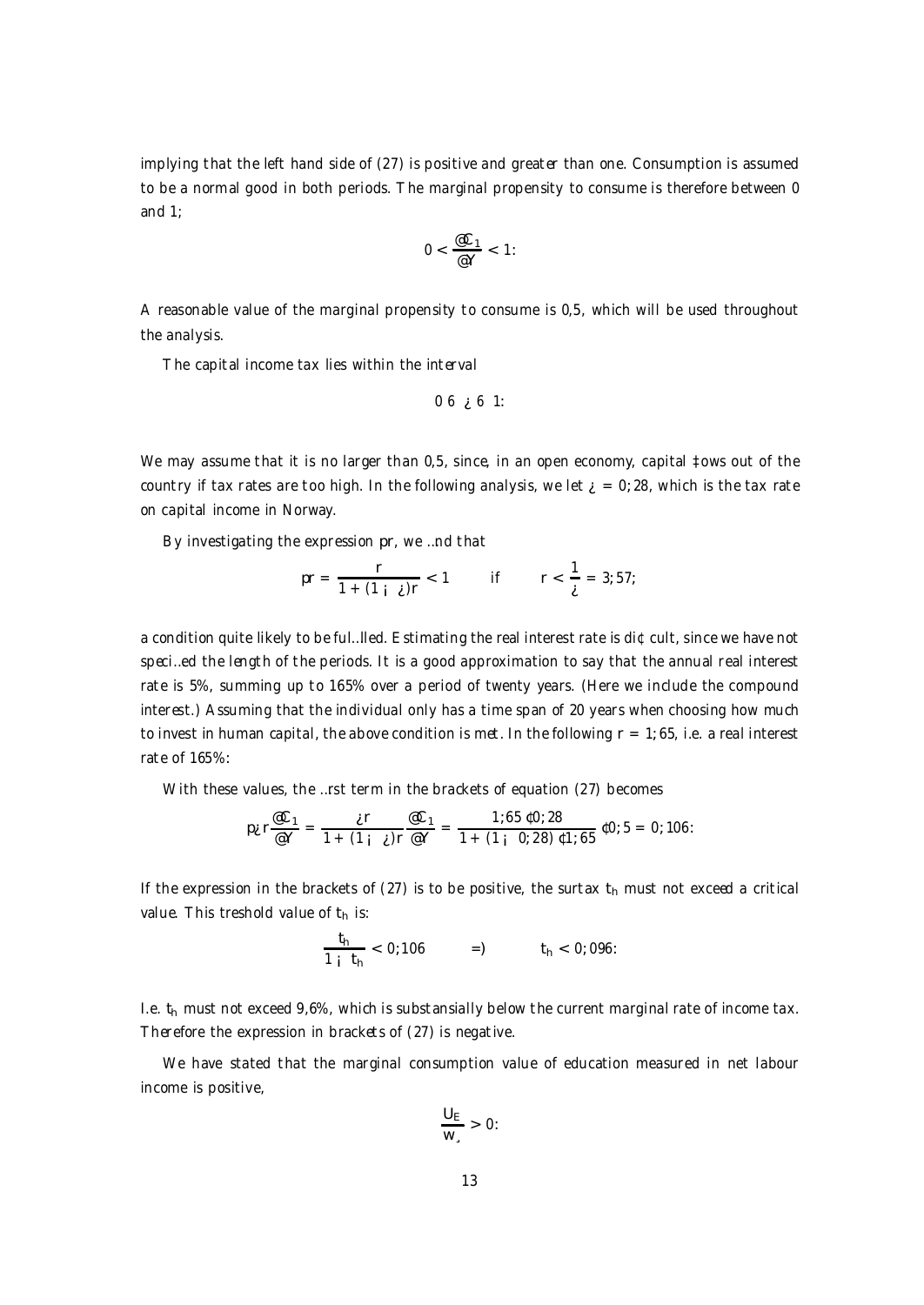implying that the left hand side of (27) is positive and greater than one. Consumption is assumed to be a normal good in both periods. The marginal propensity to consume is therefore between 0 and 1;

$$0 < \frac{\partial C_1}{\partial Y} < 1.$$

A reasonable value of the marginal propensity to consume is 0,5, which will be used throughout the analysis.

The capital income tax lies within the interval

$$0 \leqslant \tau \leqslant 1.$$

We may assume that it is no larger than 0,5, since, in an open economy, capital flows out of the country if tax rates are too high. In the following analysis, we let $\tau = 0{,}28$, which is the tax rate on capital income in Norway.

By investigating the expression $pr$, we find that

$$pr = \frac{r}{1 + (1 - \tau)r} < 1 \qquad \text{if} \qquad r < \frac{1}{\tau} = 3{,}57;$$

a condition quite likely to be fulfilled. Estimating the real interest rate is difficult, since we have not specified the length of the periods. It is a good approximation to say that the annual real interest rate is 5%, summing up to 165% over a period of twenty years. (Here we include the compound interest.) Assuming that the individual only has a time span of 20 years when choosing how much to invest in human capital, the above condition is met. In the following $r = 1{,}65$, i.e. a real interest rate of 165%.

With these values, the first term in the brackets of equation (27) becomes

$$p\tau r \frac{\partial C_1}{\partial Y} = \frac{\tau r}{1 + (1 - \tau)r} \frac{\partial C_1}{\partial Y} = \frac{1{,}65 \cdot 0{,}28}{1 + (1 - 0{,}28) \cdot 1{,}65} \cdot 0{,}5 = 0{,}106.$$

If the expression in the brackets of (27) is to be positive, the surtax $t_h$ must not exceed a critical value. This treshold value of $t_h$ is:

$$\frac{t_h}{1 - t_h} < 0{,}106 \qquad \Longrightarrow \qquad t_h < 0{,}096.$$

I.e. $t_h$ must not exceed 9,6%, which is substansially below the current marginal rate of income tax. Therefore the expression in brackets of (27) is negative.

We have stated that the marginal consumption value of education measured in net labour income is positive,

$$\frac{U_E}{w_\lambda} > 0.$$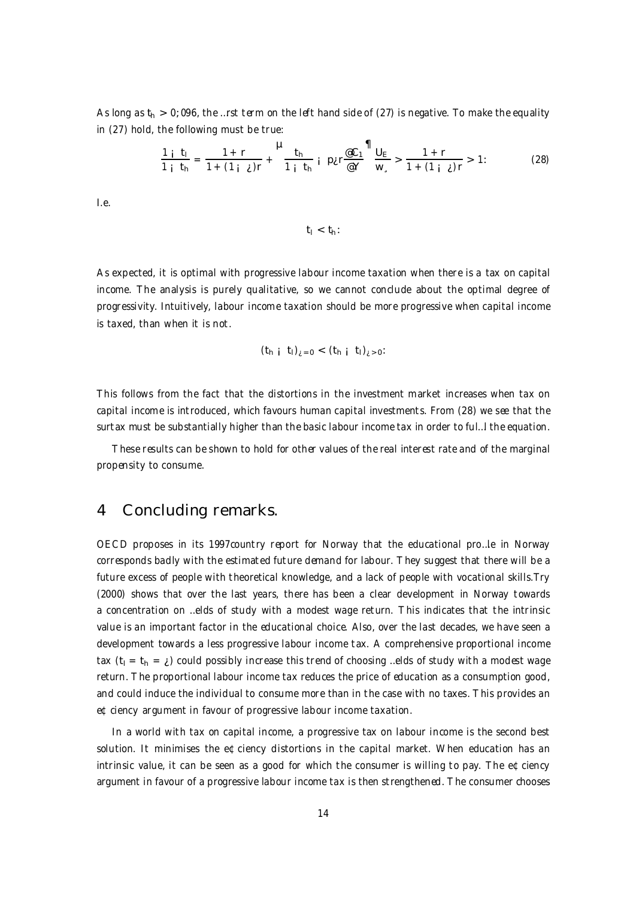As long as $t_h > 0{,}096$, the first term on the left hand side of (27) is negative. To make the equality in (27) hold, the following must be true:

$$\frac{1 - t_l}{1 - t_h} = \frac{1 + r}{1 + (1 - \tau)r} + \left( \frac{t_h}{1 - t_h} - p\tau r \frac{\partial C_1}{\partial Y} \right) \frac{U_E}{w_\lambda} > \frac{1 + r}{1 + (1 - \tau)r} > 1. \tag{28}$$

I.e.

$$t_l < t_h.$$

As expected, it is optimal with progressive labour income taxation when there is a tax on capital income. The analysis is purely qualitative, so we cannot conclude about the optimal degree of progressivity. Intuitively, labour income taxation should be more progressive when capital income is taxed, than when it is not.

$$(t_h - t_l)_{\tau = 0} < (t_h - t_l)_{\tau > 0}.$$

This follows from the fact that the distortions in the investment market increases when tax on capital income is introduced, which favours human capital investments. From (28) we see that the surtax must be substantially higher than the basic labour income tax in order to fulfill the equation.

These results can be shown to hold for other values of the real interest rate and of the marginal propensity to consume.

## 4 Concluding remarks.

OECD proposes in its 1997country report for Norway that the educational profile in Norway corresponds badly with the estimated future demand for labour. They suggest that there will be a future excess of people with theoretical knowledge, and a lack of people with vocational skills.Try (2000) shows that over the last years, there has been a clear development in Norway towards a concentration on fields of study with a modest wage return. This indicates that the intrinsic value is an important factor in the educational choice. Also, over the last decades, we have seen a development towards a less progressive labour income tax. A comprehensive proportional income tax ($t_l = t_h = \tau$) could possibly increase this trend of choosing fields of study with a modest wage return. The proportional labour income tax reduces the price of education as a consumption good, and could induce the individual to consume more than in the case with no taxes. This provides an efficiency argument in favour of progressive labour income taxation.

In a world with tax on capital income, a progressive tax on labour income is the second best solution. It minimises the efficiency distortions in the capital market. When education has an intrinsic value, it can be seen as a good for which the consumer is willing to pay. The efficiency argument in favour of a progressive labour income tax is then strengthened. The consumer chooses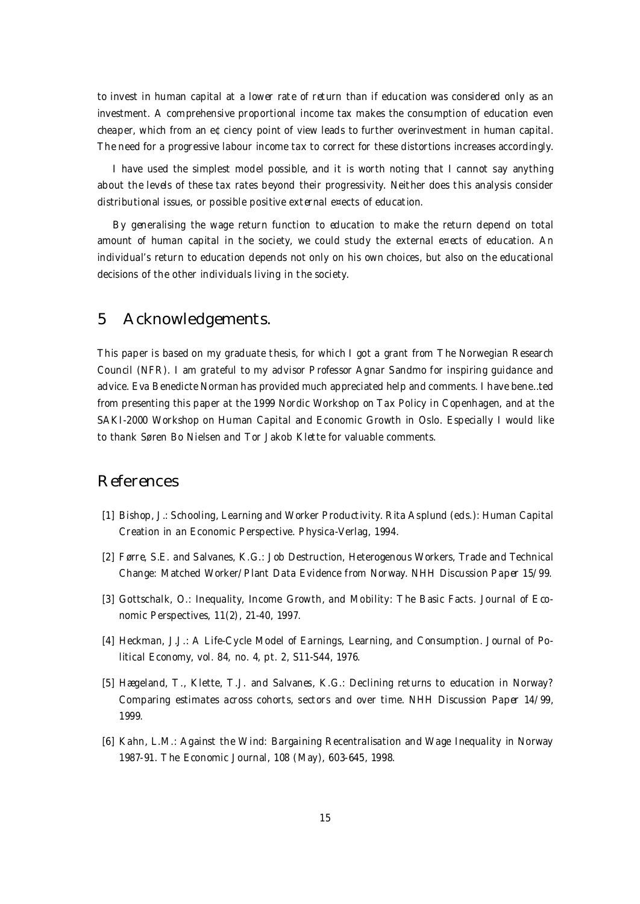to invest in human capital at a lower rate of return than if education was considered only as an investment. A comprehensive proportional income tax makes the consumption of education even cheaper, which from an efficiency point of view leads to further overinvestment in human capital. The need for a progressive labour income tax to correct for these distortions increases accordingly.

I have used the simplest model possible, and it is worth noting that I cannot say anything about the levels of these tax rates beyond their progressivity. Neither does this analysis consider distributional issues, or possible positive external effects of education.

By generalising the wage return function to education to make the return depend on total amount of human capital in the society, we could study the external effects of education. An individual's return to education depends not only on his own choices, but also on the educational decisions of the other individuals living in the society.

## 5 Acknowledgements.

This paper is based on my graduate thesis, for which I got a grant from The Norwegian Research Council (NFR). I am grateful to my advisor Professor Agnar Sandmo for inspiring guidance and advice. Eva Benedicte Norman has provided much appreciated help and comments. I have benefited from presenting this paper at the 1999 Nordic Workshop on Tax Policy in Copenhagen, and at the SAKI-2000 Workshop on Human Capital and Economic Growth in Oslo. Especially I would like to thank Søren Bo Nielsen and Tor Jakob Klette for valuable comments.

## References

[1] Bishop, J.: Schooling, Learning and Worker Productivity. Rita Asplund (eds.): Human Capital Creation in an Economic Perspective. Physica-Verlag, 1994.

[2] Førre, S.E. and Salvanes, K.G.: Job Destruction, Heterogenous Workers, Trade and Technical Change: Matched Worker/Plant Data Evidence from Norway. NHH Discussion Paper 15/99.

[3] Gottschalk, O.: Inequality, Income Growth, and Mobility: The Basic Facts. Journal of Economic Perspectives, 11(2), 21-40, 1997.

[4] Heckman, J.J.: A Life-Cycle Model of Earnings, Learning, and Consumption. Journal of Political Economy, vol. 84, no. 4, pt. 2, S11-S44, 1976.

[5] Hægeland, T., Klette, T.J. and Salvanes, K.G.: Declining returns to education in Norway? Comparing estimates across cohorts, sectors and over time. NHH Discussion Paper 14/99, 1999.

[6] Kahn, L.M.: Against the Wind: Bargaining Recentralisation and Wage Inequality in Norway 1987-91. The Economic Journal, 108 (May), 603-645, 1998.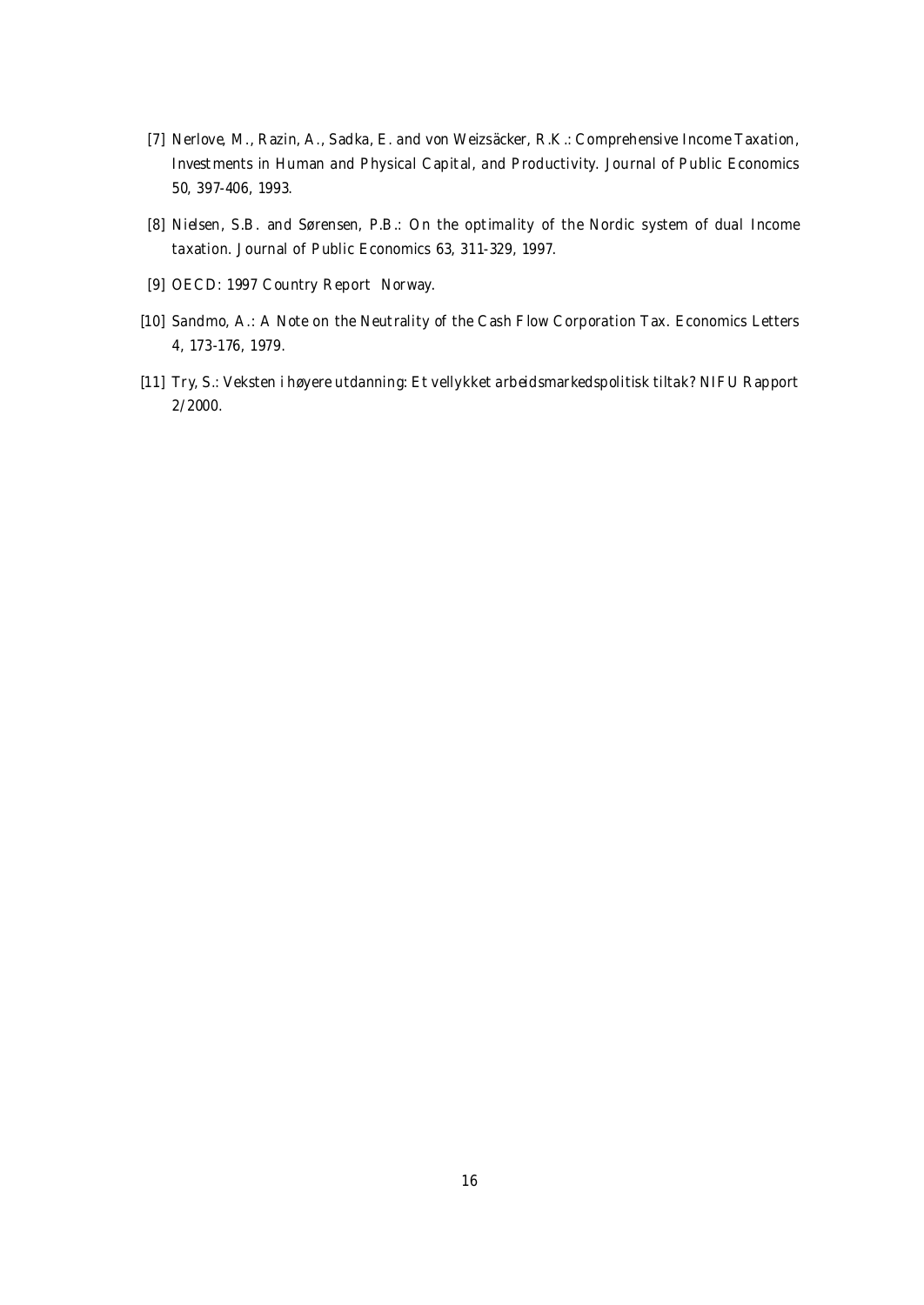[7] Nerlove, M., Razin, A., Sadka, E. and von Weizsäcker, R.K.: Comprehensive Income Taxation, Investments in Human and Physical Capital, and Productivity. Journal of Public Economics 50, 397-406, 1993.

[8] Nielsen, S.B. and Sørensen, P.B.: On the optimality of the Nordic system of dual Income taxation. Journal of Public Economics 63, 311-329, 1997.

[9] OECD: 1997 Country Report Norway.

[10] Sandmo, A.: A Note on the Neutrality of the Cash Flow Corporation Tax. Economics Letters 4, 173-176, 1979.

[11] Try, S.: Veksten i høyere utdanning: Et vellykket arbeidsmarkedspolitisk tiltak? NIFU Rapport 2/2000.